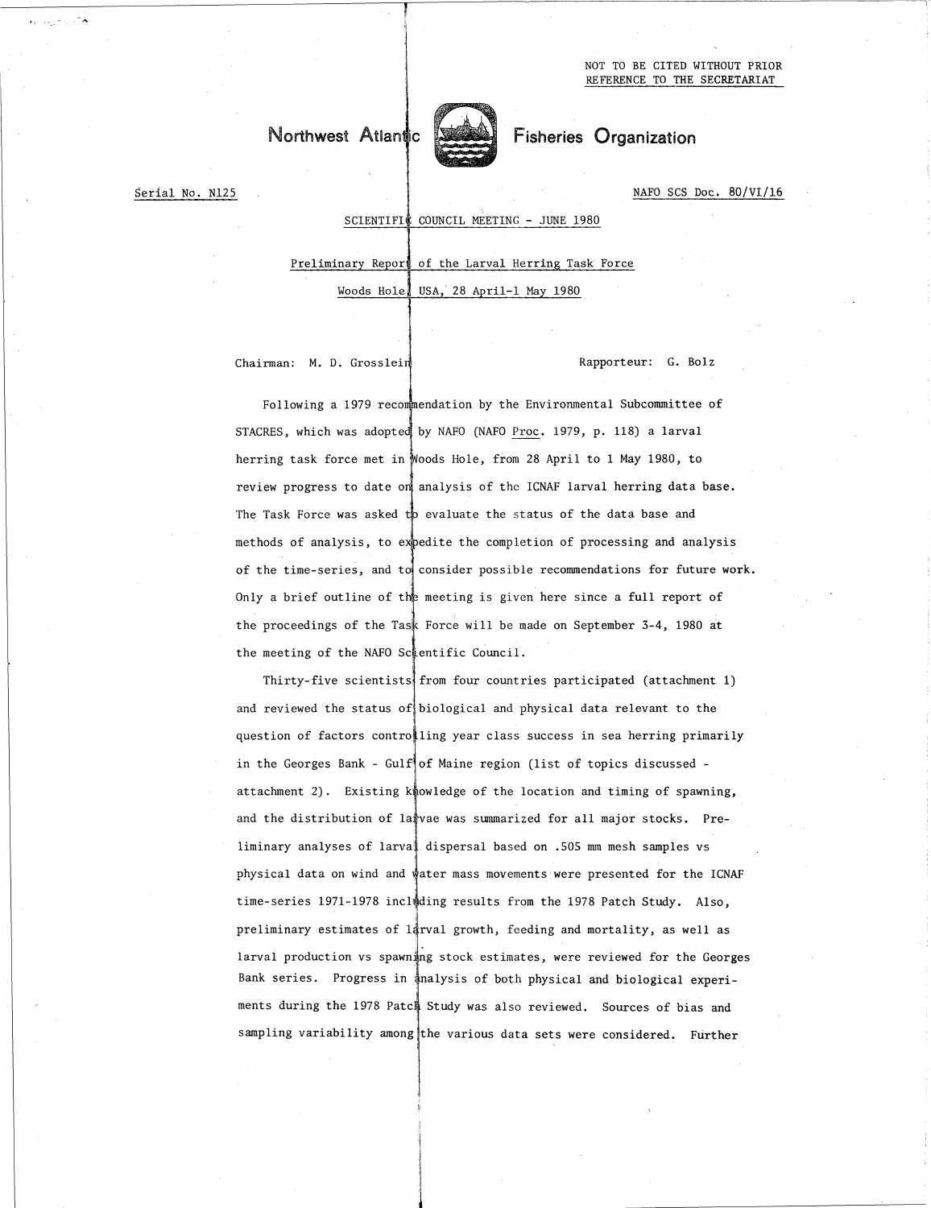NOT TO BE CITED WITHOUT PRIOR REFERENCE TO THE SECRETARIAT

# Northwest Atlantic Fisheries Organization

Serial No. N125

NAFO SCS Doc. 80/VI/16

SCIENTIFIC COUNCIL MEETING - JUNE 1980

## Preliminary Report of the Larval Herring Task Force

Woods Hole, USA, 28 April-1 May 1980

Chairman: M. D. Grosslein

Rapporteur: G. Bolz

Following a 1979 recommendation by the Environmental Subcommittee of STACRES, which was adopted by NAFO (NAFO *Proc.* 1979, p. 118) a larval herring task force met in Woods Hole, from 28 April to 1 May 1980, to review progress to date on analysis of the ICNAF larval herring data base. The Task Force was asked to evaluate the status of the data base and methods of analysis, to expedite the completion of processing and analysis of the time-series, and to consider possible recommendations for future work. Only a brief outline of the meeting is given here since a full report of the proceedings of the Task Force will be made on September 3-4, 1980 at the meeting of the NAFO Scientific Council.

Thirty-five scientists from four countries participated (attachment 1) and reviewed the status of biological and physical data relevant to the question of factors controlling year class success in sea herring primarily in the Georges Bank - Gulf of Maine region (list of topics discussed - attachment 2). Existing knowledge of the location and timing of spawning, and the distribution of larvae was summarized for all major stocks. Preliminary analyses of larval dispersal based on .505 mm mesh samples vs physical data on wind and water mass movements were presented for the ICNAF time-series 1971-1978 including results from the 1978 Patch Study. Also, preliminary estimates of larval growth, feeding and mortality, as well as larval production vs spawning stock estimates, were reviewed for the Georges Bank series. Progress in analysis of both physical and biological experiments during the 1978 Patch Study was also reviewed. Sources of bias and sampling variability among the various data sets were considered. Further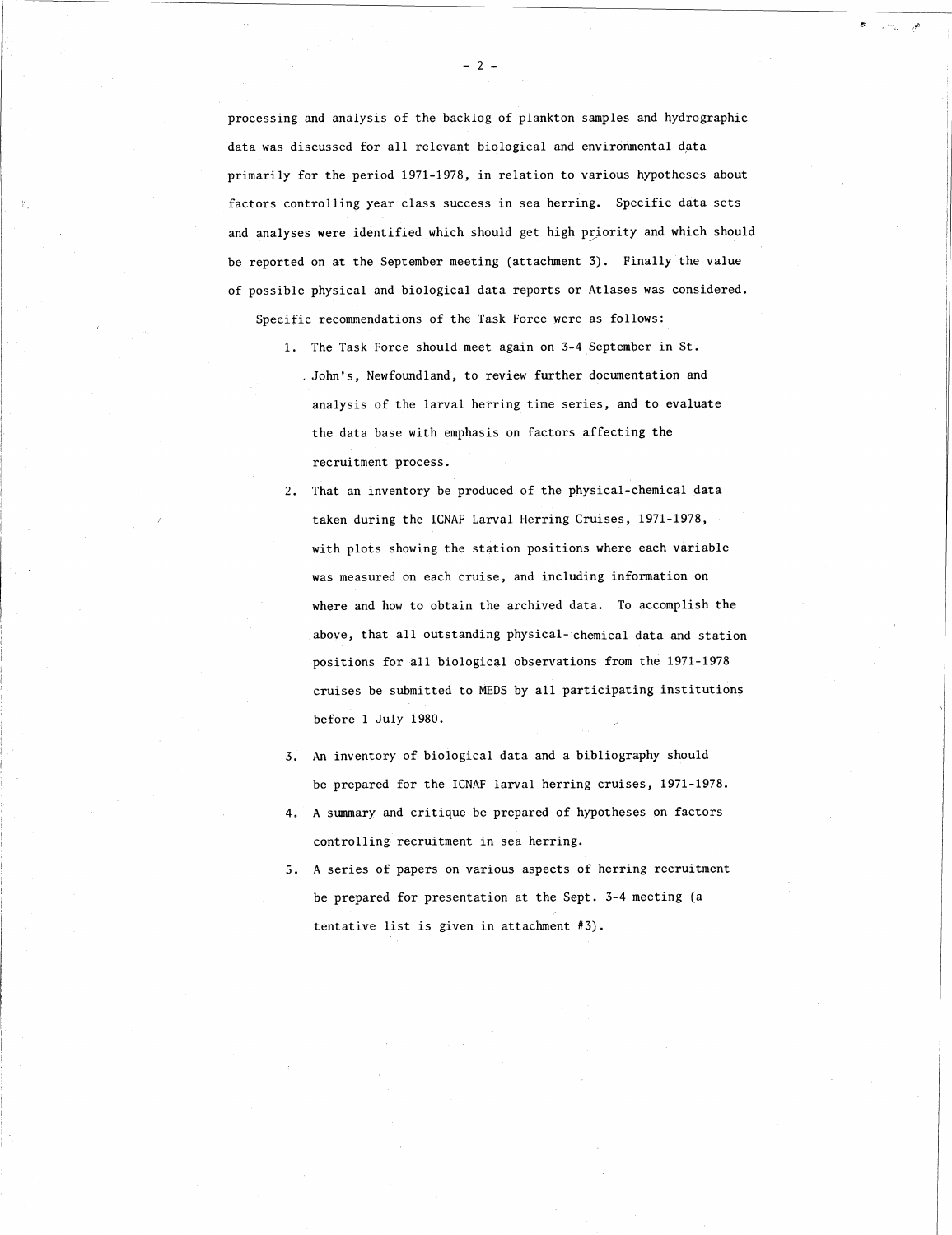processing and analysis of the backlog of plankton samples and hydrographic data was discussed for all relevant biological and environmental data primarily for the period 1971-1978, in relation to various hypotheses about factors controlling year class success in sea herring. Specific data sets and analyses were identified which should get high priority and which should be reported on at the September meeting (attachment 3). Finally the value of possible physical and biological data reports or Atlases was considered.

Specific recommendations of the Task Force were as follows:

1. The Task Force should meet again on 3-4 September in St. John's, Newfoundland, to review further documentation and analysis of the larval herring time series, and to evaluate the data base with emphasis on factors affecting the recruitment process.
2. That an inventory be produced of the physical-chemical data taken during the ICNAF Larval Herring Cruises, 1971-1978, with plots showing the station positions where each variable was measured on each cruise, and including information on where and how to obtain the archived data. To accomplish the above, that all outstanding physical- chemical data and station positions for all biological observations from the 1971-1978 cruises be submitted to MEDS by all participating institutions before 1 July 1980.
3. An inventory of biological data and a bibliography should be prepared for the ICNAF larval herring cruises, 1971-1978.
4. A summary and critique be prepared of hypotheses on factors controlling recruitment in sea herring.
5. A series of papers on various aspects of herring recruitment be prepared for presentation at the Sept. 3-4 meeting (a tentative list is given in attachment #3).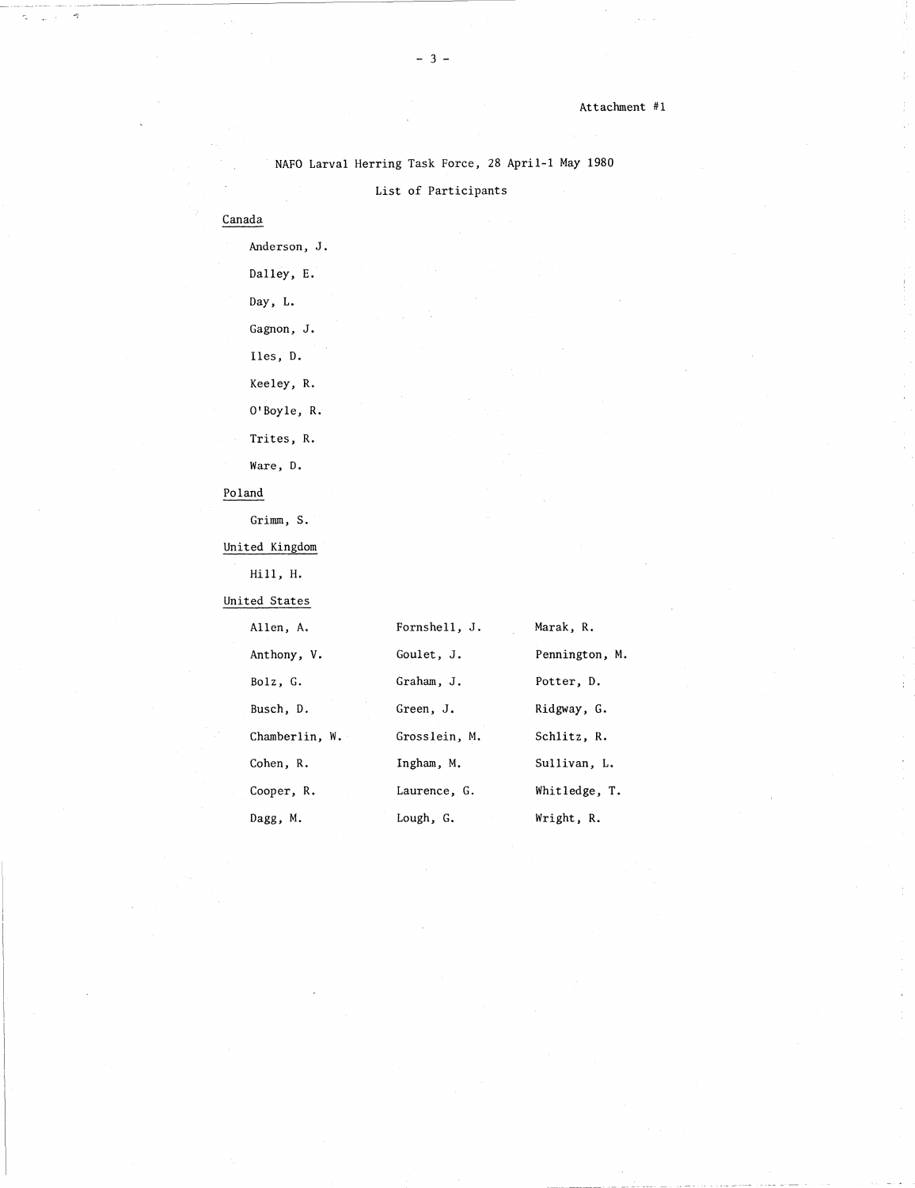Attachment #1

NAFO Larval Herring Task Force, 28 April-1 May 1980

List of Participants

Canada

Anderson, J.

Dalley, E.

Day, L.

Gagnon, J.

Iles, D.

Keeley, R.

O'Boyle, R.

Trites, R.

Ware, D.

Poland

Grimm, S.

United Kingdom

Hill, H.

United States

| | | |
|---|---|---|
| Allen, A. | Fornshell, J. | Marak, R. |
| Anthony, V. | Goulet, J. | Pennington, M. |
| Bolz, G. | Graham, J. | Potter, D. |
| Busch, D. | Green, J. | Ridgway, G. |
| Chamberlin, W. | Grosslein, M. | Schlitz, R. |
| Cohen, R. | Ingham, M. | Sullivan, L. |
| Cooper, R. | Laurence, G. | Whitledge, T. |
| Dagg, M. | Lough, G. | Wright, R. |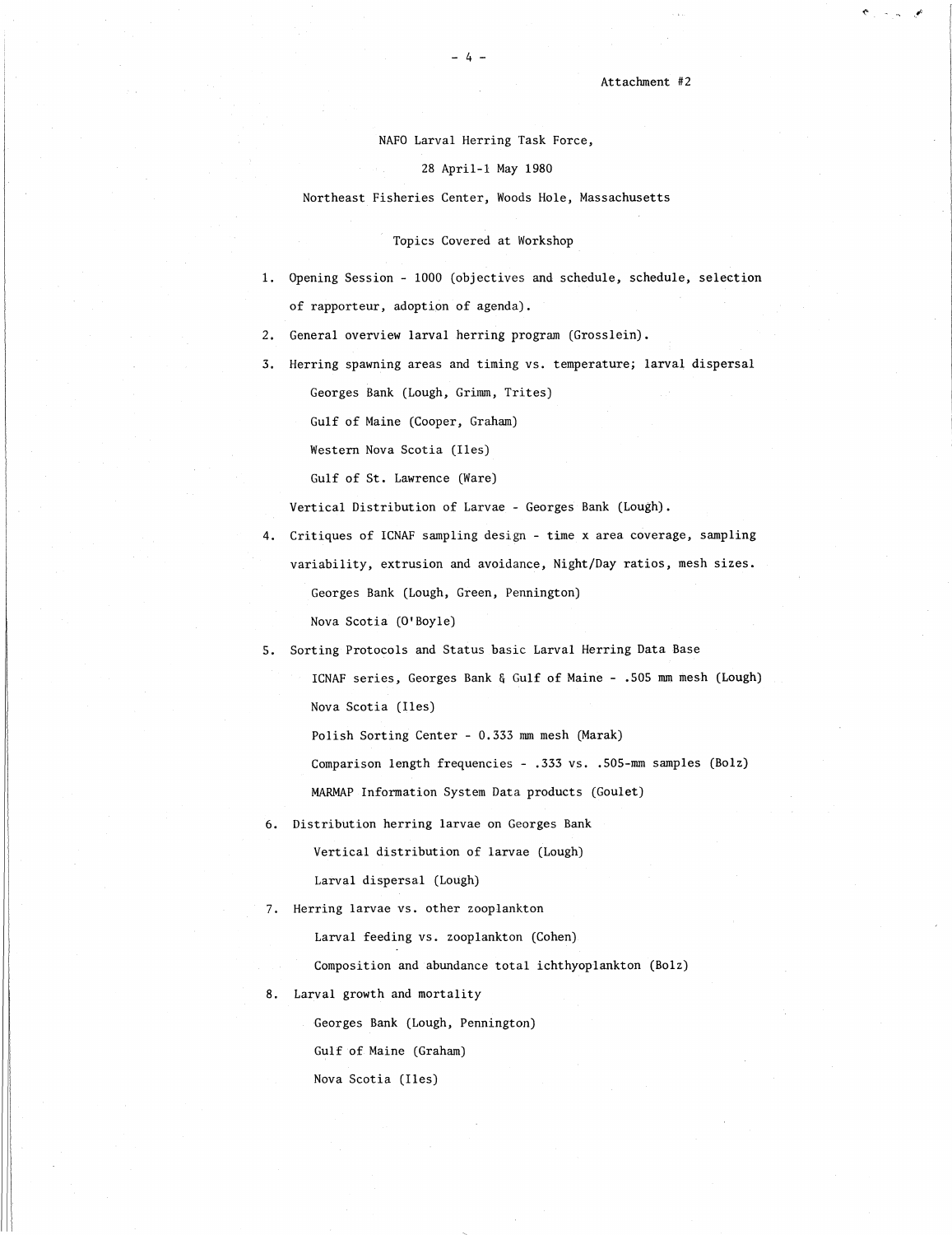Attachment #2

NAFO Larval Herring Task Force,

28 April-1 May 1980

Northeast Fisheries Center, Woods Hole, Massachusetts

Topics Covered at Workshop

1. Opening Session - 1000 (objectives and schedule, schedule, selection of rapporteur, adoption of agenda).
2. General overview larval herring program (Grosslein).
3. Herring spawning areas and timing vs. temperature; larval dispersal
   - Georges Bank (Lough, Grimm, Trites)
   - Gulf of Maine (Cooper, Graham)
   - Western Nova Scotia (Iles)
   - Gulf of St. Lawrence (Ware)

   Vertical Distribution of Larvae - Georges Bank (Lough).
4. Critiques of ICNAF sampling design - time x area coverage, sampling variability, extrusion and avoidance, Night/Day ratios, mesh sizes.
   - Georges Bank (Lough, Green, Pennington)
   - Nova Scotia (O'Boyle)
5. Sorting Protocols and Status basic Larval Herring Data Base
   - ICNAF series, Georges Bank & Gulf of Maine - .505 mm mesh (Lough)
   - Nova Scotia (Iles)
   - Polish Sorting Center - 0.333 mm mesh (Marak)
   - Comparison length frequencies - .333 vs. .505-mm samples (Bolz)
   - MARMAP Information System Data products (Goulet)
6. Distribution herring larvae on Georges Bank
   - Vertical distribution of larvae (Lough)
   - Larval dispersal (Lough)
7. Herring larvae vs. other zooplankton
   - Larval feeding vs. zooplankton (Cohen)
   - Composition and abundance total ichthyoplankton (Bolz)
8. Larval growth and mortality
   - Georges Bank (Lough, Pennington)
   - Gulf of Maine (Graham)
   - Nova Scotia (Iles)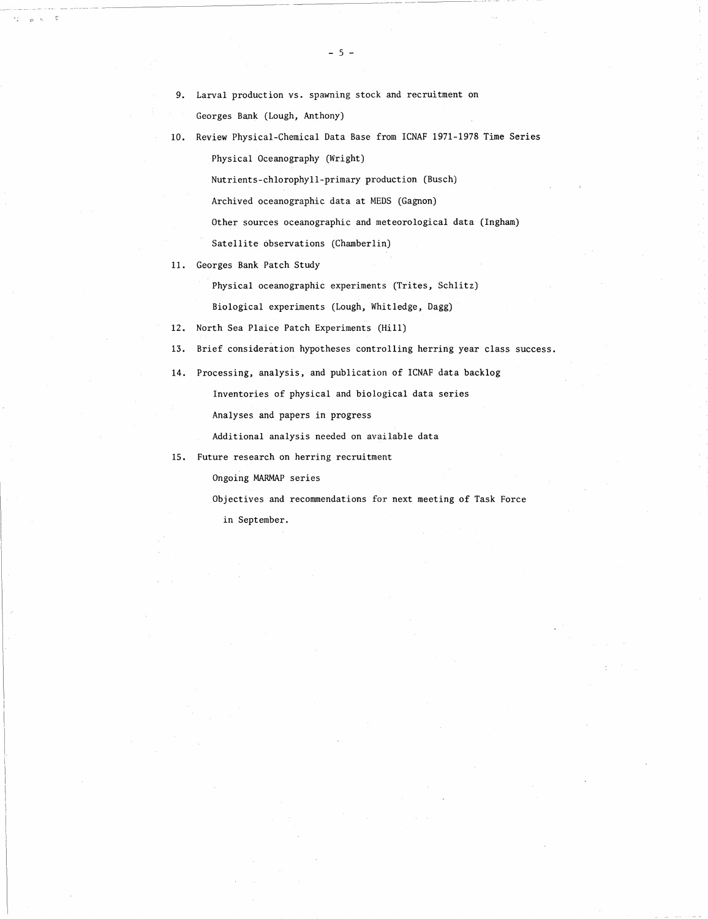9. Larval production vs. spawning stock and recruitment on Georges Bank (Lough, Anthony)

10. Review Physical-Chemical Data Base from ICNAF 1971-1978 Time Series

    Physical Oceanography (Wright)

    Nutrients-chlorophyll-primary production (Busch)

    Archived oceanographic data at MEDS (Gagnon)

    Other sources oceanographic and meteorological data (Ingham)

    Satellite observations (Chamberlin)

11. Georges Bank Patch Study

    Physical oceanographic experiments (Trites, Schlitz)

    Biological experiments (Lough, Whitledge, Dagg)

12. North Sea Plaice Patch Experiments (Hill)

13. Brief consideration hypotheses controlling herring year class success.

14. Processing, analysis, and publication of ICNAF data backlog

    Inventories of physical and biological data series

    Analyses and papers in progress

    Additional analysis needed on available data

15. Future research on herring recruitment

    Ongoing MARMAP series

    Objectives and recommendations for next meeting of Task Force in September.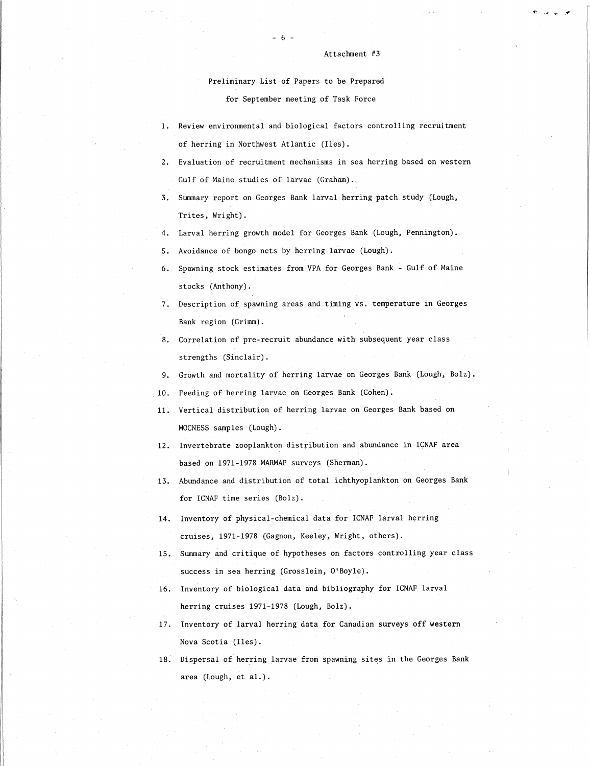Attachment #3

## Preliminary List of Papers to be Prepared for September meeting of Task Force

1. Review environmental and biological factors controlling recruitment of herring in Northwest Atlantic (Iles).
2. Evaluation of recruitment mechanisms in sea herring based on western Gulf of Maine studies of larvae (Graham).
3. Summary report on Georges Bank larval herring patch study (Lough, Trites, Wright).
4. Larval herring growth model for Georges Bank (Lough, Pennington).
5. Avoidance of bongo nets by herring larvae (Lough).
6. Spawning stock estimates from VPA for Georges Bank - Gulf of Maine stocks (Anthony).
7. Description of spawning areas and timing vs. temperature in Georges Bank region (Grimm).
8. Correlation of pre-recruit abundance with subsequent year class strengths (Sinclair).
9. Growth and mortality of herring larvae on Georges Bank (Lough, Bolz).
10. Feeding of herring larvae on Georges Bank (Cohen).
11. Vertical distribution of herring larvae on Georges Bank based on MOCNESS samples (Lough).
12. Invertebrate zooplankton distribution and abundance in ICNAF area based on 1971-1978 MARMAP surveys (Sherman).
13. Abundance and distribution of total ichthyoplankton on Georges Bank for ICNAF time series (Bolz).
14. Inventory of physical-chemical data for ICNAF larval herring cruises, 1971-1978 (Gagnon, Keeley, Wright, others).
15. Summary and critique of hypotheses on factors controlling year class success in sea herring (Grosslein, O'Boyle).
16. Inventory of biological data and bibliography for ICNAF larval herring cruises 1971-1978 (Lough, Bolz).
17. Inventory of larval herring data for Canadian surveys off western Nova Scotia (Iles).
18. Dispersal of herring larvae from spawning sites in the Georges Bank area (Lough, et al.).